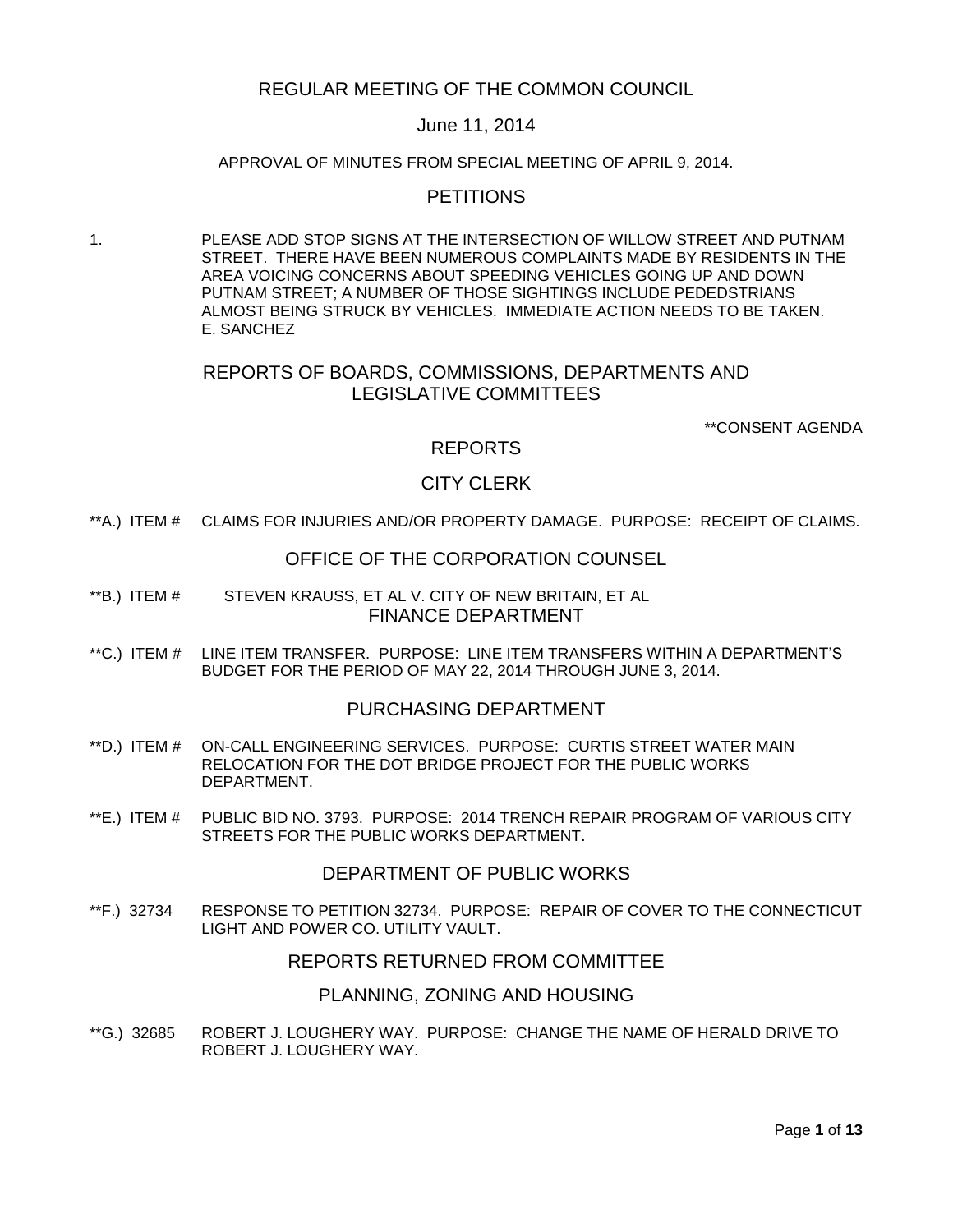# REGULAR MEETING OF THE COMMON COUNCIL

## June 11, 2014

APPROVAL OF MINUTES FROM SPECIAL MEETING OF APRIL 9, 2014.

## PETITIONS

1. PLEASE ADD STOP SIGNS AT THE INTERSECTION OF WILLOW STREET AND PUTNAM STREET. THERE HAVE BEEN NUMEROUS COMPLAINTS MADE BY RESIDENTS IN THE AREA VOICING CONCERNS ABOUT SPEEDING VEHICLES GOING UP AND DOWN PUTNAM STREET; A NUMBER OF THOSE SIGHTINGS INCLUDE PEDEDSTRIANS ALMOST BEING STRUCK BY VEHICLES. IMMEDIATE ACTION NEEDS TO BE TAKEN.
   E. SANCHEZ

## REPORTS OF BOARDS, COMMISSIONS, DEPARTMENTS AND LEGISLATIVE COMMITTEES

**CONSENT AGENDA

## REPORTS

### CITY CLERK

**A.) ITEM # CLAIMS FOR INJURIES AND/OR PROPERTY DAMAGE. PURPOSE: RECEIPT OF CLAIMS.

### OFFICE OF THE CORPORATION COUNSEL

**B.) ITEM # STEVEN KRAUSS, ET AL V. CITY OF NEW BRITAIN, ET AL

### FINANCE DEPARTMENT

**C.) ITEM # LINE ITEM TRANSFER. PURPOSE: LINE ITEM TRANSFERS WITHIN A DEPARTMENT'S BUDGET FOR THE PERIOD OF MAY 22, 2014 THROUGH JUNE 3, 2014.

### PURCHASING DEPARTMENT

**D.) ITEM # ON-CALL ENGINEERING SERVICES. PURPOSE: CURTIS STREET WATER MAIN RELOCATION FOR THE DOT BRIDGE PROJECT FOR THE PUBLIC WORKS DEPARTMENT.

**E.) ITEM # PUBLIC BID NO. 3793. PURPOSE: 2014 TRENCH REPAIR PROGRAM OF VARIOUS CITY STREETS FOR THE PUBLIC WORKS DEPARTMENT.

### DEPARTMENT OF PUBLIC WORKS

**F.) 32734 RESPONSE TO PETITION 32734. PURPOSE: REPAIR OF COVER TO THE CONNECTICUT LIGHT AND POWER CO. UTILITY VAULT.

## REPORTS RETURNED FROM COMMITTEE

### PLANNING, ZONING AND HOUSING

**G.) 32685 ROBERT J. LOUGHERY WAY. PURPOSE: CHANGE THE NAME OF HERALD DRIVE TO ROBERT J. LOUGHERY WAY.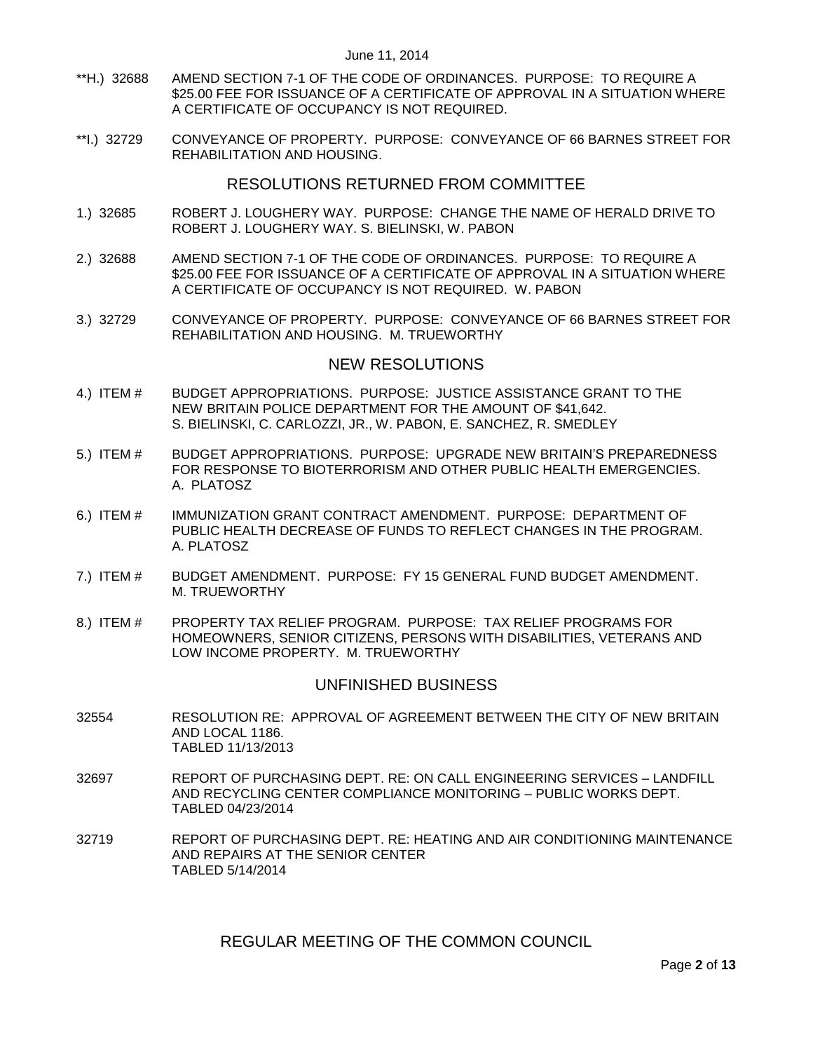**H.) 32688 AMEND SECTION 7-1 OF THE CODE OF ORDINANCES. PURPOSE: TO REQUIRE A $25.00 FEE FOR ISSUANCE OF A CERTIFICATE OF APPROVAL IN A SITUATION WHERE A CERTIFICATE OF OCCUPANCY IS NOT REQUIRED.

**I.) 32729 CONVEYANCE OF PROPERTY. PURPOSE: CONVEYANCE OF 66 BARNES STREET FOR REHABILITATION AND HOUSING.

## RESOLUTIONS RETURNED FROM COMMITTEE

1.) 32685 ROBERT J. LOUGHERY WAY. PURPOSE: CHANGE THE NAME OF HERALD DRIVE TO ROBERT J. LOUGHERY WAY. S. BIELINSKI, W. PABON

2.) 32688 AMEND SECTION 7-1 OF THE CODE OF ORDINANCES. PURPOSE: TO REQUIRE A $25.00 FEE FOR ISSUANCE OF A CERTIFICATE OF APPROVAL IN A SITUATION WHERE A CERTIFICATE OF OCCUPANCY IS NOT REQUIRED. W. PABON

3.) 32729 CONVEYANCE OF PROPERTY. PURPOSE: CONVEYANCE OF 66 BARNES STREET FOR REHABILITATION AND HOUSING. M. TRUEWORTHY

## NEW RESOLUTIONS

4.) ITEM # BUDGET APPROPRIATIONS. PURPOSE: JUSTICE ASSISTANCE GRANT TO THE NEW BRITAIN POLICE DEPARTMENT FOR THE AMOUNT OF $41,642. S. BIELINSKI, C. CARLOZZI, JR., W. PABON, E. SANCHEZ, R. SMEDLEY

5.) ITEM # BUDGET APPROPRIATIONS. PURPOSE: UPGRADE NEW BRITAIN'S PREPAREDNESS FOR RESPONSE TO BIOTERRORISM AND OTHER PUBLIC HEALTH EMERGENCIES. A. PLATOSZ

6.) ITEM # IMMUNIZATION GRANT CONTRACT AMENDMENT. PURPOSE: DEPARTMENT OF PUBLIC HEALTH DECREASE OF FUNDS TO REFLECT CHANGES IN THE PROGRAM. A. PLATOSZ

7.) ITEM # BUDGET AMENDMENT. PURPOSE: FY 15 GENERAL FUND BUDGET AMENDMENT. M. TRUEWORTHY

8.) ITEM # PROPERTY TAX RELIEF PROGRAM. PURPOSE: TAX RELIEF PROGRAMS FOR HOMEOWNERS, SENIOR CITIZENS, PERSONS WITH DISABILITIES, VETERANS AND LOW INCOME PROPERTY. M. TRUEWORTHY

## UNFINISHED BUSINESS

32554 RESOLUTION RE: APPROVAL OF AGREEMENT BETWEEN THE CITY OF NEW BRITAIN AND LOCAL 1186.
TABLED 11/13/2013

32697 REPORT OF PURCHASING DEPT. RE: ON CALL ENGINEERING SERVICES – LANDFILL AND RECYCLING CENTER COMPLIANCE MONITORING – PUBLIC WORKS DEPT.
TABLED 04/23/2014

32719 REPORT OF PURCHASING DEPT. RE: HEATING AND AIR CONDITIONING MAINTENANCE AND REPAIRS AT THE SENIOR CENTER
TABLED 5/14/2014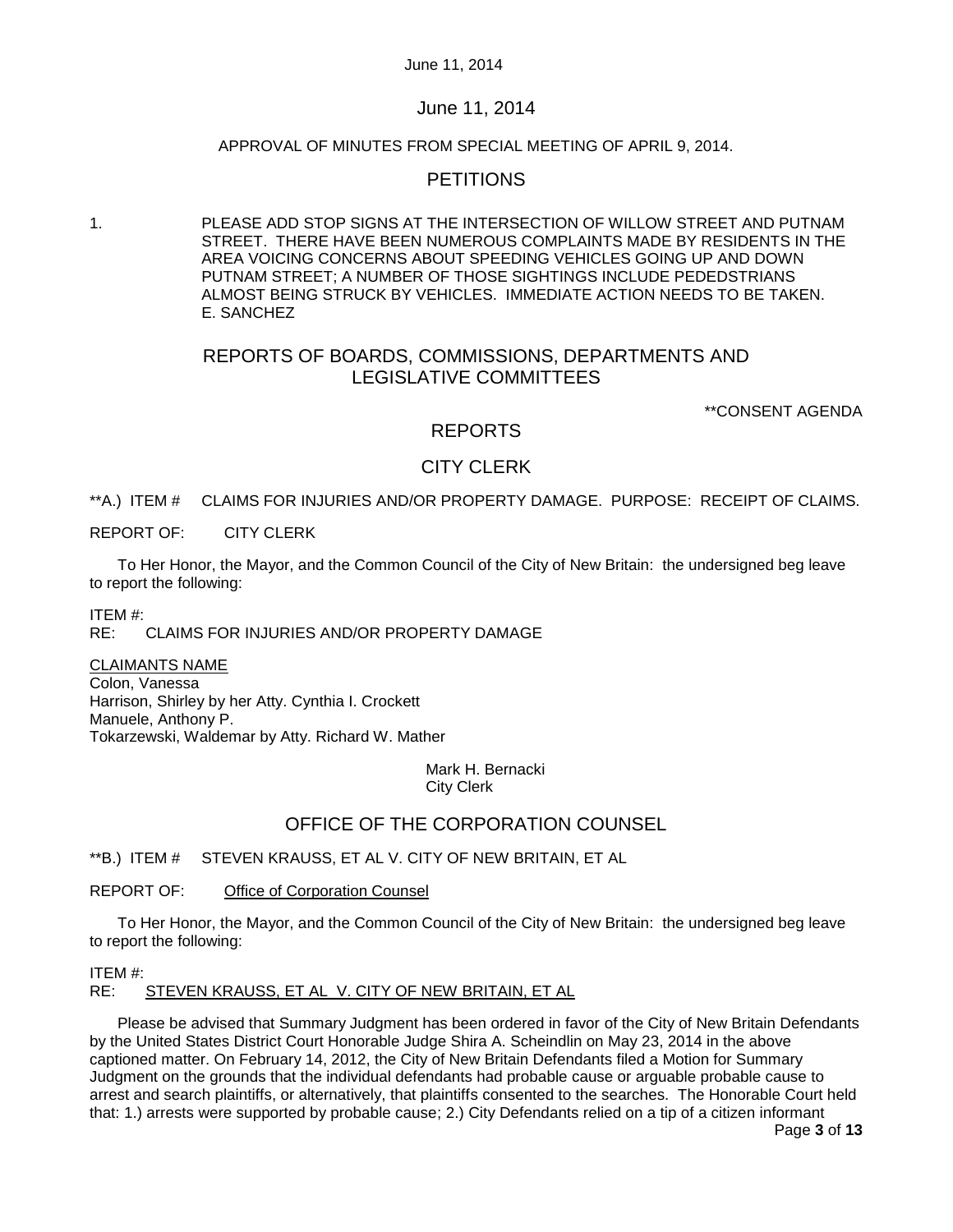# June 11, 2014

APPROVAL OF MINUTES FROM SPECIAL MEETING OF APRIL 9, 2014.

## PETITIONS

1. PLEASE ADD STOP SIGNS AT THE INTERSECTION OF WILLOW STREET AND PUTNAM STREET. THERE HAVE BEEN NUMEROUS COMPLAINTS MADE BY RESIDENTS IN THE AREA VOICING CONCERNS ABOUT SPEEDING VEHICLES GOING UP AND DOWN PUTNAM STREET; A NUMBER OF THOSE SIGHTINGS INCLUDE PEDEDSTRIANS ALMOST BEING STRUCK BY VEHICLES. IMMEDIATE ACTION NEEDS TO BE TAKEN.
E. SANCHEZ

## REPORTS OF BOARDS, COMMISSIONS, DEPARTMENTS AND LEGISLATIVE COMMITTEES

**CONSENT AGENDA

## REPORTS

## CITY CLERK

**A.) ITEM # CLAIMS FOR INJURIES AND/OR PROPERTY DAMAGE. PURPOSE: RECEIPT OF CLAIMS.

REPORT OF: CITY CLERK

To Her Honor, the Mayor, and the Common Council of the City of New Britain: the undersigned beg leave to report the following:

ITEM #:
RE: CLAIMS FOR INJURIES AND/OR PROPERTY DAMAGE

<u>CLAIMANTS NAME</u>
Colon, Vanessa
Harrison, Shirley by her Atty. Cynthia I. Crockett
Manuele, Anthony P.
Tokarzewski, Waldemar by Atty. Richard W. Mather

Mark H. Bernacki
City Clerk

## OFFICE OF THE CORPORATION COUNSEL

**B.) ITEM # STEVEN KRAUSS, ET AL V. CITY OF NEW BRITAIN, ET AL

REPORT OF: <u>Office of Corporation Counsel</u>

To Her Honor, the Mayor, and the Common Council of the City of New Britain: the undersigned beg leave to report the following:

ITEM #:
RE: <u>STEVEN KRAUSS, ET AL V. CITY OF NEW BRITAIN, ET AL</u>

Please be advised that Summary Judgment has been ordered in favor of the City of New Britain Defendants by the United States District Court Honorable Judge Shira A. Scheindlin on May 23, 2014 in the above captioned matter. On February 14, 2012, the City of New Britain Defendants filed a Motion for Summary Judgment on the grounds that the individual defendants had probable cause or arguable probable cause to arrest and search plaintiffs, or alternatively, that plaintiffs consented to the searches. The Honorable Court held that: 1.) arrests were supported by probable cause; 2.) City Defendants relied on a tip of a citizen informant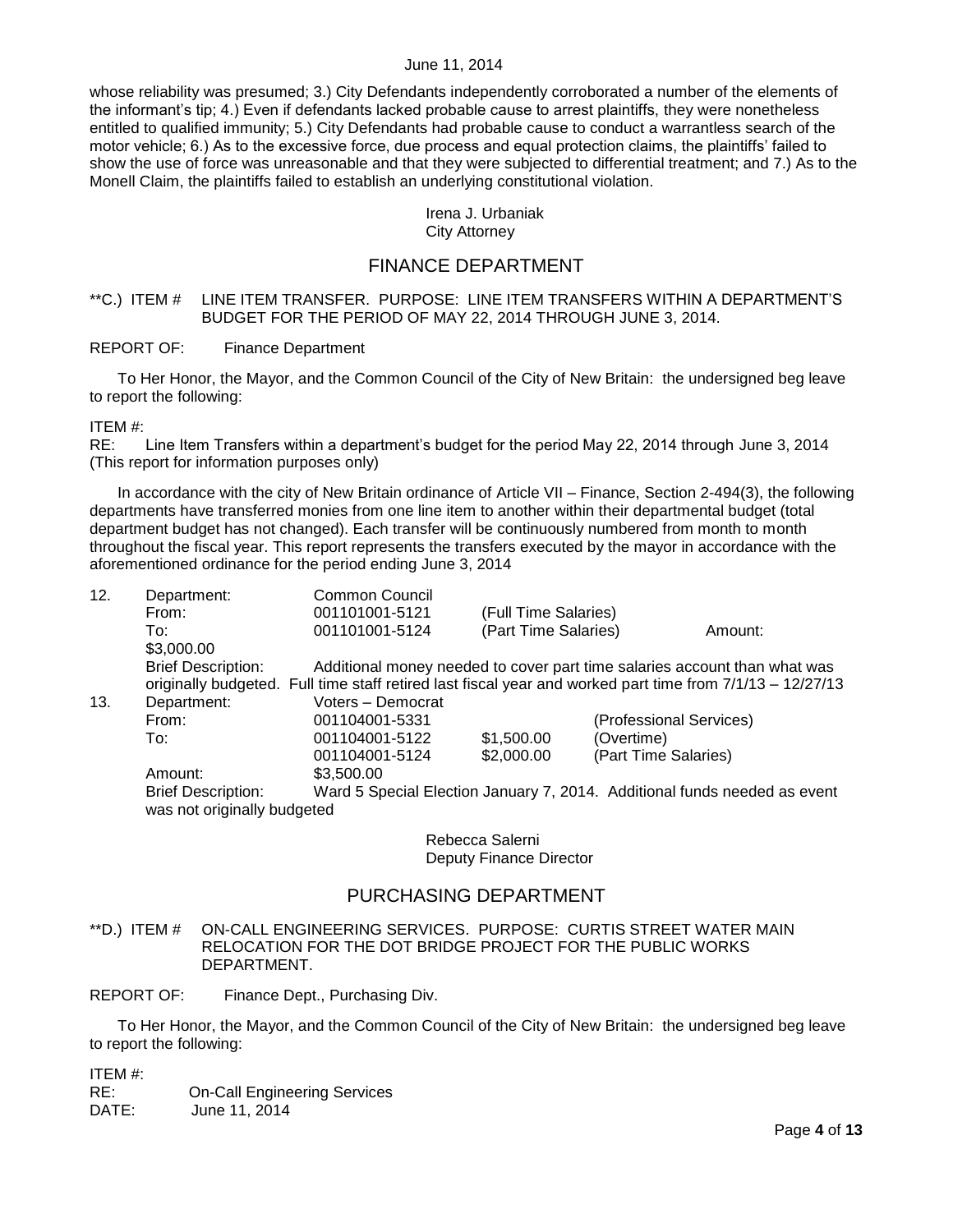whose reliability was presumed; 3.) City Defendants independently corroborated a number of the elements of the informant's tip; 4.) Even if defendants lacked probable cause to arrest plaintiffs, they were nonetheless entitled to qualified immunity; 5.) City Defendants had probable cause to conduct a warrantless search of the motor vehicle; 6.) As to the excessive force, due process and equal protection claims, the plaintiffs' failed to show the use of force was unreasonable and that they were subjected to differential treatment; and 7.) As to the Monell Claim, the plaintiffs failed to establish an underlying constitutional violation.

Irena J. Urbaniak
City Attorney

## FINANCE DEPARTMENT

**C.) ITEM # LINE ITEM TRANSFER. PURPOSE: LINE ITEM TRANSFERS WITHIN A DEPARTMENT'S BUDGET FOR THE PERIOD OF MAY 22, 2014 THROUGH JUNE 3, 2014.

REPORT OF: Finance Department

To Her Honor, the Mayor, and the Common Council of the City of New Britain: the undersigned beg leave to report the following:

ITEM #:
RE: Line Item Transfers within a department's budget for the period May 22, 2014 through June 3, 2014 (This report for information purposes only)

In accordance with the city of New Britain ordinance of Article VII – Finance, Section 2-494(3), the following departments have transferred monies from one line item to another within their departmental budget (total department budget has not changed). Each transfer will be continuously numbered from month to month throughout the fiscal year. This report represents the transfers executed by the mayor in accordance with the aforementioned ordinance for the period ending June 3, 2014

12. Department: Common Council
From: 001101001-5121 (Full Time Salaries)
To: 001101001-5124 (Part Time Salaries) Amount: $3,000.00
Brief Description: Additional money needed to cover part time salaries account than what was originally budgeted. Full time staff retired last fiscal year and worked part time from 7/1/13 – 12/27/13

13. Department: Voters – Democrat
From: 001104001-5331 (Professional Services)
To: 001104001-5122 $1,500.00 (Overtime)
001104001-5124 $2,000.00 (Part Time Salaries)
Amount: $3,500.00
Brief Description: Ward 5 Special Election January 7, 2014. Additional funds needed as event was not originally budgeted

Rebecca Salerni
Deputy Finance Director

## PURCHASING DEPARTMENT

**D.) ITEM # ON-CALL ENGINEERING SERVICES. PURPOSE: CURTIS STREET WATER MAIN RELOCATION FOR THE DOT BRIDGE PROJECT FOR THE PUBLIC WORKS DEPARTMENT.

REPORT OF: Finance Dept., Purchasing Div.

To Her Honor, the Mayor, and the Common Council of the City of New Britain: the undersigned beg leave to report the following:

ITEM #:
RE: On-Call Engineering Services
DATE: June 11, 2014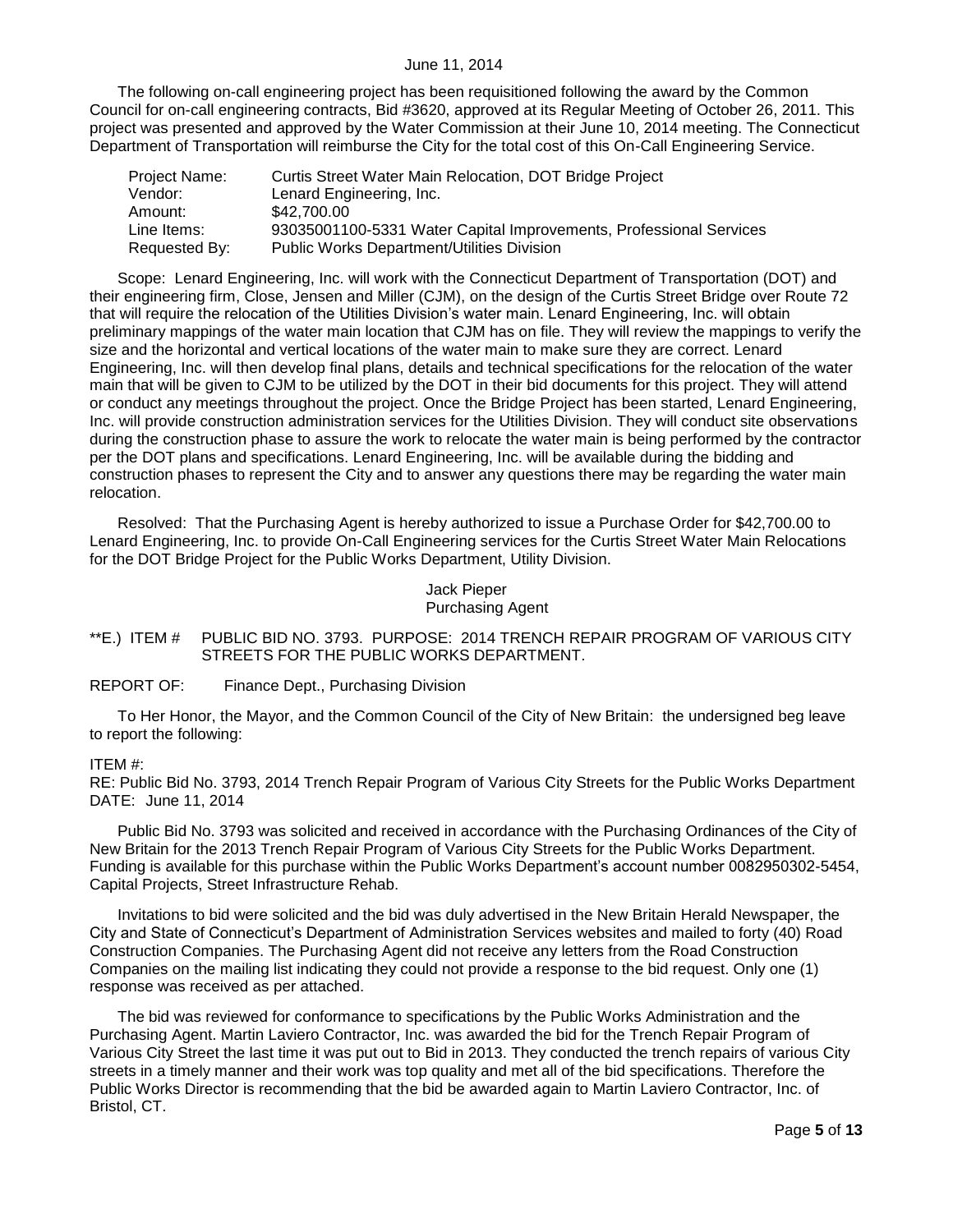The following on-call engineering project has been requisitioned following the award by the Common Council for on-call engineering contracts, Bid #3620, approved at its Regular Meeting of October 26, 2011. This project was presented and approved by the Water Commission at their June 10, 2014 meeting. The Connecticut Department of Transportation will reimburse the City for the total cost of this On-Call Engineering Service.

| | |
|---|---|
| Project Name: | Curtis Street Water Main Relocation, DOT Bridge Project |
| Vendor: | Lenard Engineering, Inc. |
| Amount: | $42,700.00 |
| Line Items: | 93035001100-5331 Water Capital Improvements, Professional Services |
| Requested By: | Public Works Department/Utilities Division |

Scope: Lenard Engineering, Inc. will work with the Connecticut Department of Transportation (DOT) and their engineering firm, Close, Jensen and Miller (CJM), on the design of the Curtis Street Bridge over Route 72 that will require the relocation of the Utilities Division's water main. Lenard Engineering, Inc. will obtain preliminary mappings of the water main location that CJM has on file. They will review the mappings to verify the size and the horizontal and vertical locations of the water main to make sure they are correct. Lenard Engineering, Inc. will then develop final plans, details and technical specifications for the relocation of the water main that will be given to CJM to be utilized by the DOT in their bid documents for this project. They will attend or conduct any meetings throughout the project. Once the Bridge Project has been started, Lenard Engineering, Inc. will provide construction administration services for the Utilities Division. They will conduct site observations during the construction phase to assure the work to relocate the water main is being performed by the contractor per the DOT plans and specifications. Lenard Engineering, Inc. will be available during the bidding and construction phases to represent the City and to answer any questions there may be regarding the water main relocation.

Resolved: That the Purchasing Agent is hereby authorized to issue a Purchase Order for $42,700.00 to Lenard Engineering, Inc. to provide On-Call Engineering services for the Curtis Street Water Main Relocations for the DOT Bridge Project for the Public Works Department, Utility Division.

Jack Pieper
Purchasing Agent

**E.) ITEM # PUBLIC BID NO. 3793. PURPOSE: 2014 TRENCH REPAIR PROGRAM OF VARIOUS CITY STREETS FOR THE PUBLIC WORKS DEPARTMENT.

REPORT OF: Finance Dept., Purchasing Division

To Her Honor, the Mayor, and the Common Council of the City of New Britain: the undersigned beg leave to report the following:

ITEM #:
RE: Public Bid No. 3793, 2014 Trench Repair Program of Various City Streets for the Public Works Department
DATE: June 11, 2014

Public Bid No. 3793 was solicited and received in accordance with the Purchasing Ordinances of the City of New Britain for the 2013 Trench Repair Program of Various City Streets for the Public Works Department. Funding is available for this purchase within the Public Works Department's account number 0082950302-5454, Capital Projects, Street Infrastructure Rehab.

Invitations to bid were solicited and the bid was duly advertised in the New Britain Herald Newspaper, the City and State of Connecticut's Department of Administration Services websites and mailed to forty (40) Road Construction Companies. The Purchasing Agent did not receive any letters from the Road Construction Companies on the mailing list indicating they could not provide a response to the bid request. Only one (1) response was received as per attached.

The bid was reviewed for conformance to specifications by the Public Works Administration and the Purchasing Agent. Martin Laviero Contractor, Inc. was awarded the bid for the Trench Repair Program of Various City Street the last time it was put out to Bid in 2013. They conducted the trench repairs of various City streets in a timely manner and their work was top quality and met all of the bid specifications. Therefore the Public Works Director is recommending that the bid be awarded again to Martin Laviero Contractor, Inc. of Bristol, CT.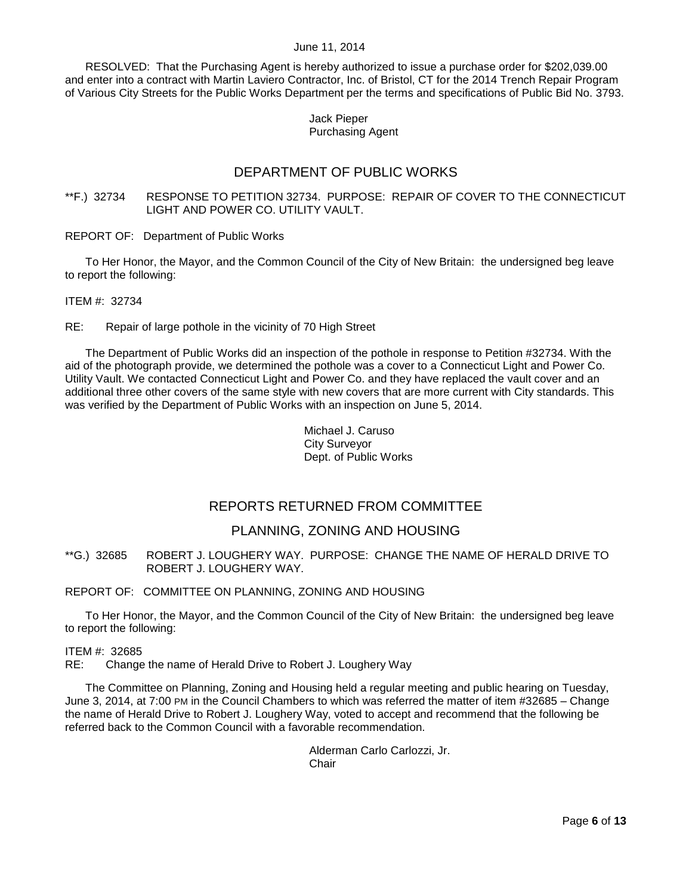June 11, 2014

RESOLVED: That the Purchasing Agent is hereby authorized to issue a purchase order for $202,039.00 and enter into a contract with Martin Laviero Contractor, Inc. of Bristol, CT for the 2014 Trench Repair Program of Various City Streets for the Public Works Department per the terms and specifications of Public Bid No. 3793.

Jack Pieper
Purchasing Agent

## DEPARTMENT OF PUBLIC WORKS

**F.) 32734 RESPONSE TO PETITION 32734. PURPOSE: REPAIR OF COVER TO THE CONNECTICUT LIGHT AND POWER CO. UTILITY VAULT.

REPORT OF: Department of Public Works

To Her Honor, the Mayor, and the Common Council of the City of New Britain: the undersigned beg leave to report the following:

ITEM #: 32734

RE: Repair of large pothole in the vicinity of 70 High Street

The Department of Public Works did an inspection of the pothole in response to Petition #32734. With the aid of the photograph provide, we determined the pothole was a cover to a Connecticut Light and Power Co. Utility Vault. We contacted Connecticut Light and Power Co. and they have replaced the vault cover and an additional three other covers of the same style with new covers that are more current with City standards. This was verified by the Department of Public Works with an inspection on June 5, 2014.

Michael J. Caruso
City Surveyor
Dept. of Public Works

## REPORTS RETURNED FROM COMMITTEE

## PLANNING, ZONING AND HOUSING

**G.) 32685 ROBERT J. LOUGHERY WAY. PURPOSE: CHANGE THE NAME OF HERALD DRIVE TO ROBERT J. LOUGHERY WAY.

REPORT OF: COMMITTEE ON PLANNING, ZONING AND HOUSING

To Her Honor, the Mayor, and the Common Council of the City of New Britain: the undersigned beg leave to report the following:

ITEM #: 32685
RE: Change the name of Herald Drive to Robert J. Loughery Way

The Committee on Planning, Zoning and Housing held a regular meeting and public hearing on Tuesday, June 3, 2014, at 7:00 PM in the Council Chambers to which was referred the matter of item #32685 – Change the name of Herald Drive to Robert J. Loughery Way, voted to accept and recommend that the following be referred back to the Common Council with a favorable recommendation.

Alderman Carlo Carlozzi, Jr.
Chair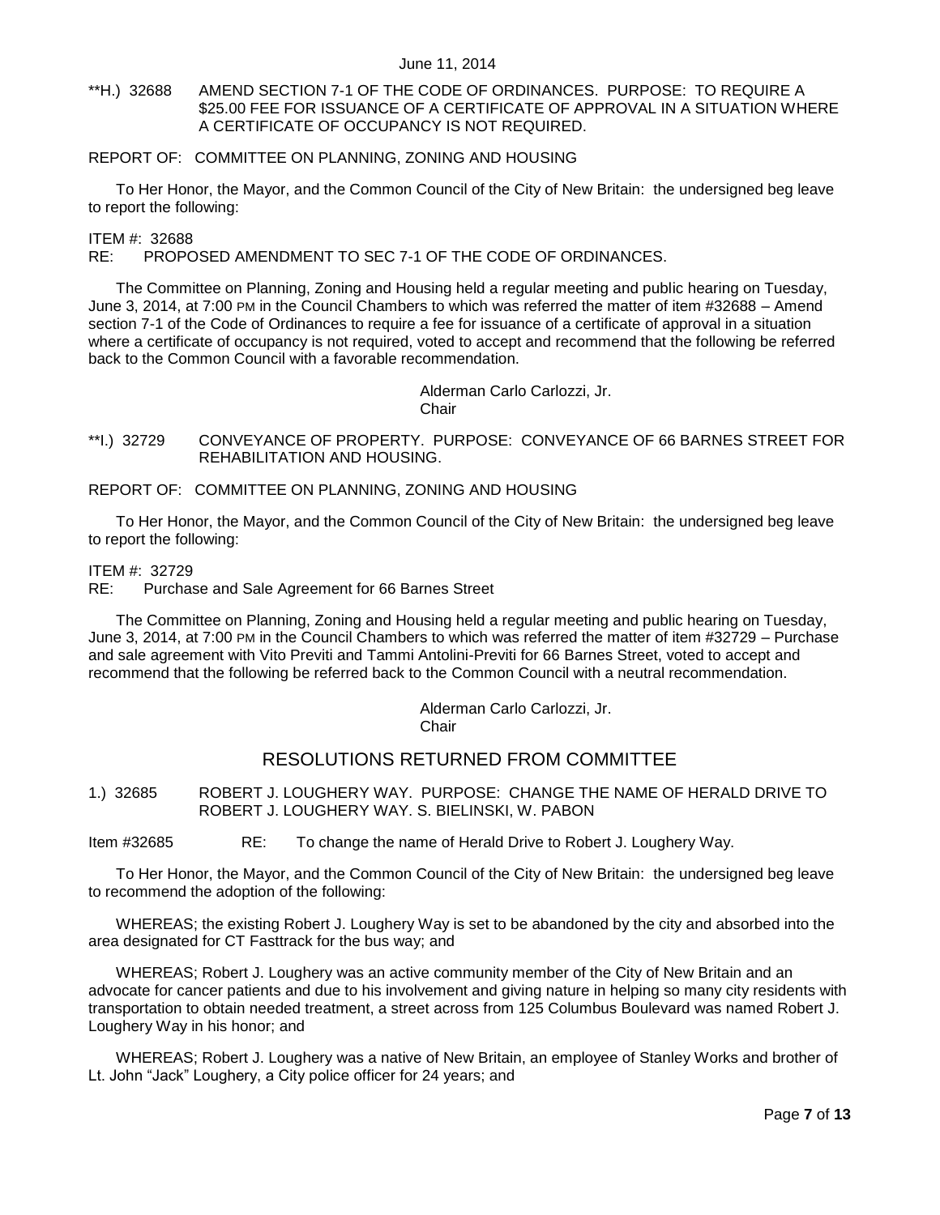**H.) 32688 AMEND SECTION 7-1 OF THE CODE OF ORDINANCES. PURPOSE: TO REQUIRE A $25.00 FEE FOR ISSUANCE OF A CERTIFICATE OF APPROVAL IN A SITUATION WHERE A CERTIFICATE OF OCCUPANCY IS NOT REQUIRED.

REPORT OF: COMMITTEE ON PLANNING, ZONING AND HOUSING

To Her Honor, the Mayor, and the Common Council of the City of New Britain: the undersigned beg leave to report the following:

ITEM #: 32688
RE: PROPOSED AMENDMENT TO SEC 7-1 OF THE CODE OF ORDINANCES.

The Committee on Planning, Zoning and Housing held a regular meeting and public hearing on Tuesday, June 3, 2014, at 7:00 PM in the Council Chambers to which was referred the matter of item #32688 – Amend section 7-1 of the Code of Ordinances to require a fee for issuance of a certificate of approval in a situation where a certificate of occupancy is not required, voted to accept and recommend that the following be referred back to the Common Council with a favorable recommendation.

Alderman Carlo Carlozzi, Jr.
Chair

**I.) 32729 CONVEYANCE OF PROPERTY. PURPOSE: CONVEYANCE OF 66 BARNES STREET FOR REHABILITATION AND HOUSING.

REPORT OF: COMMITTEE ON PLANNING, ZONING AND HOUSING

To Her Honor, the Mayor, and the Common Council of the City of New Britain: the undersigned beg leave to report the following:

ITEM #: 32729
RE: Purchase and Sale Agreement for 66 Barnes Street

The Committee on Planning, Zoning and Housing held a regular meeting and public hearing on Tuesday, June 3, 2014, at 7:00 PM in the Council Chambers to which was referred the matter of item #32729 – Purchase and sale agreement with Vito Previti and Tammi Antolini-Previti for 66 Barnes Street, voted to accept and recommend that the following be referred back to the Common Council with a neutral recommendation.

Alderman Carlo Carlozzi, Jr.
Chair

## RESOLUTIONS RETURNED FROM COMMITTEE

1.) 32685 ROBERT J. LOUGHERY WAY. PURPOSE: CHANGE THE NAME OF HERALD DRIVE TO ROBERT J. LOUGHERY WAY. S. BIELINSKI, W. PABON

Item #32685 RE: To change the name of Herald Drive to Robert J. Loughery Way.

To Her Honor, the Mayor, and the Common Council of the City of New Britain: the undersigned beg leave to recommend the adoption of the following:

WHEREAS; the existing Robert J. Loughery Way is set to be abandoned by the city and absorbed into the area designated for CT Fasttrack for the bus way; and

WHEREAS; Robert J. Loughery was an active community member of the City of New Britain and an advocate for cancer patients and due to his involvement and giving nature in helping so many city residents with transportation to obtain needed treatment, a street across from 125 Columbus Boulevard was named Robert J. Loughery Way in his honor; and

WHEREAS; Robert J. Loughery was a native of New Britain, an employee of Stanley Works and brother of Lt. John "Jack" Loughery, a City police officer for 24 years; and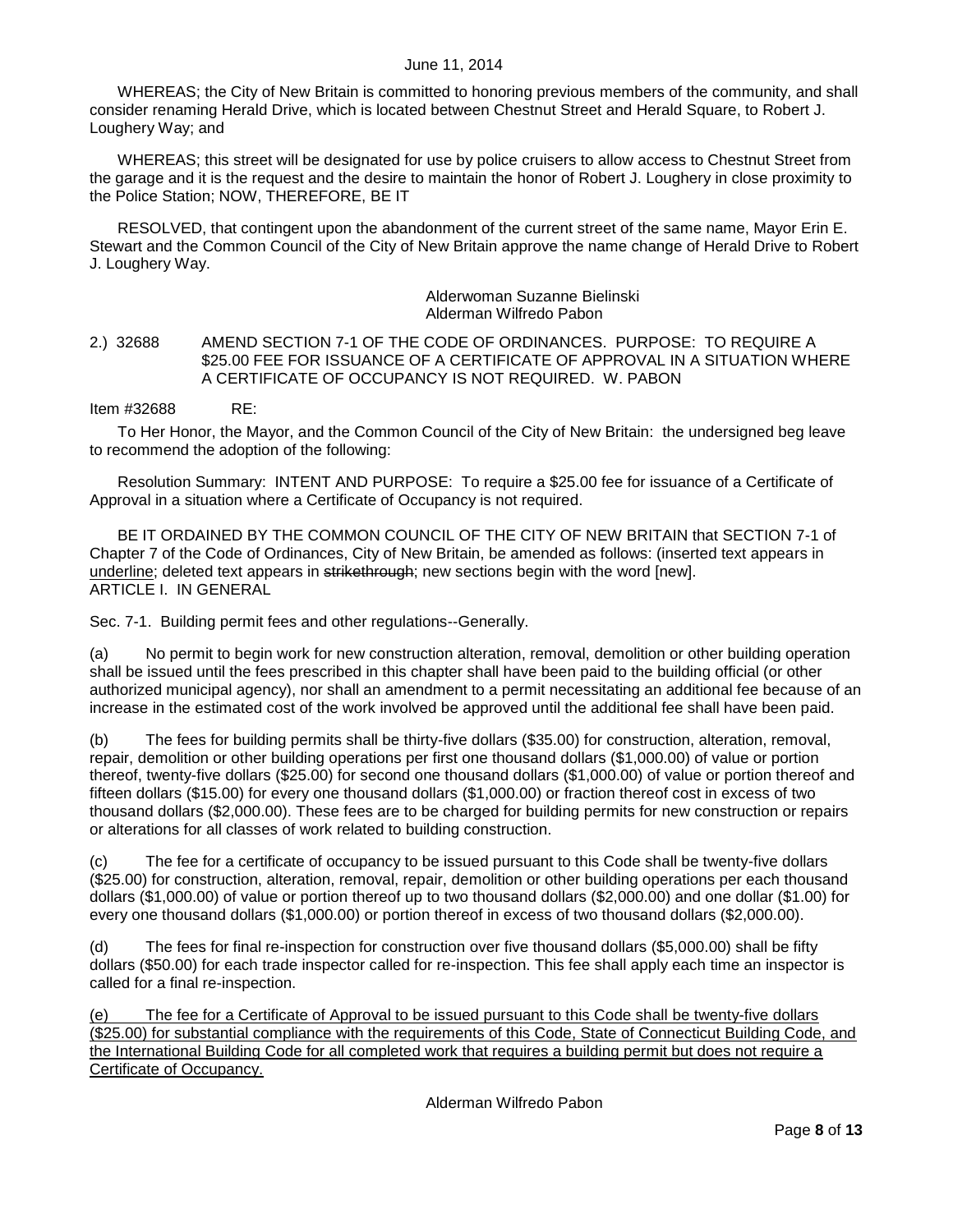WHEREAS; the City of New Britain is committed to honoring previous members of the community, and shall consider renaming Herald Drive, which is located between Chestnut Street and Herald Square, to Robert J. Loughery Way; and

WHEREAS; this street will be designated for use by police cruisers to allow access to Chestnut Street from the garage and it is the request and the desire to maintain the honor of Robert J. Loughery in close proximity to the Police Station; NOW, THEREFORE, BE IT

RESOLVED, that contingent upon the abandonment of the current street of the same name, Mayor Erin E. Stewart and the Common Council of the City of New Britain approve the name change of Herald Drive to Robert J. Loughery Way.

Alderwoman Suzanne Bielinski
Alderman Wilfredo Pabon

2.) 32688 AMEND SECTION 7-1 OF THE CODE OF ORDINANCES. PURPOSE: TO REQUIRE A $25.00 FEE FOR ISSUANCE OF A CERTIFICATE OF APPROVAL IN A SITUATION WHERE A CERTIFICATE OF OCCUPANCY IS NOT REQUIRED. W. PABON

Item #32688 RE:

To Her Honor, the Mayor, and the Common Council of the City of New Britain: the undersigned beg leave to recommend the adoption of the following:

Resolution Summary: INTENT AND PURPOSE: To require a $25.00 fee for issuance of a Certificate of Approval in a situation where a Certificate of Occupancy is not required.

BE IT ORDAINED BY THE COMMON COUNCIL OF THE CITY OF NEW BRITAIN that SECTION 7-1 of Chapter 7 of the Code of Ordinances, City of New Britain, be amended as follows: (inserted text appears in <u>underline</u>; deleted text appears in ~~strikethrough~~; new sections begin with the word [new].
ARTICLE I. IN GENERAL

Sec. 7-1. Building permit fees and other regulations--Generally.

(a) No permit to begin work for new construction alteration, removal, demolition or other building operation shall be issued until the fees prescribed in this chapter shall have been paid to the building official (or other authorized municipal agency), nor shall an amendment to a permit necessitating an additional fee because of an increase in the estimated cost of the work involved be approved until the additional fee shall have been paid.

(b) The fees for building permits shall be thirty-five dollars ($35.00) for construction, alteration, removal, repair, demolition or other building operations per first one thousand dollars ($1,000.00) of value or portion thereof, twenty-five dollars ($25.00) for second one thousand dollars ($1,000.00) of value or portion thereof and fifteen dollars ($15.00) for every one thousand dollars ($1,000.00) or fraction thereof cost in excess of two thousand dollars ($2,000.00). These fees are to be charged for building permits for new construction or repairs or alterations for all classes of work related to building construction.

(c) The fee for a certificate of occupancy to be issued pursuant to this Code shall be twenty-five dollars ($25.00) for construction, alteration, removal, repair, demolition or other building operations per each thousand dollars ($1,000.00) of value or portion thereof up to two thousand dollars ($2,000.00) and one dollar ($1.00) for every one thousand dollars ($1,000.00) or portion thereof in excess of two thousand dollars ($2,000.00).

(d) The fees for final re-inspection for construction over five thousand dollars ($5,000.00) shall be fifty dollars ($50.00) for each trade inspector called for re-inspection. This fee shall apply each time an inspector is called for a final re-inspection.

<u>(e) The fee for a Certificate of Approval to be issued pursuant to this Code shall be twenty-five dollars ($25.00) for substantial compliance with the requirements of this Code, State of Connecticut Building Code, and the International Building Code for all completed work that requires a building permit but does not require a Certificate of Occupancy.</u>

Alderman Wilfredo Pabon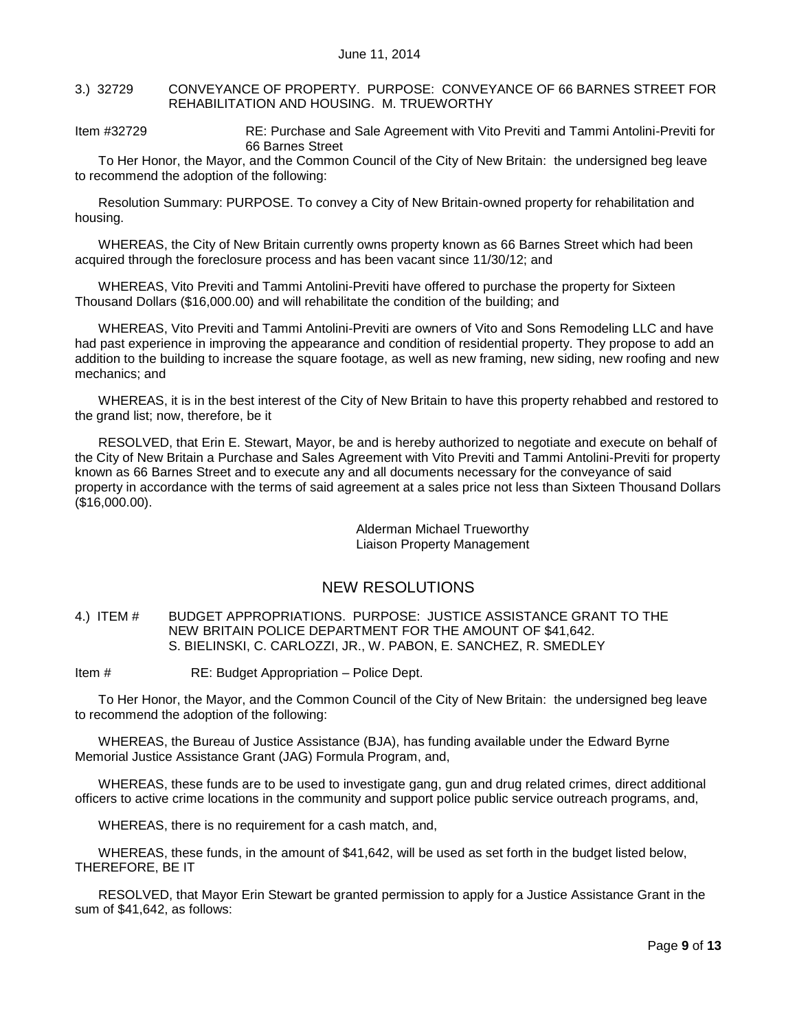3.) 32729 CONVEYANCE OF PROPERTY. PURPOSE: CONVEYANCE OF 66 BARNES STREET FOR REHABILITATION AND HOUSING. M. TRUEWORTHY

Item #32729 RE: Purchase and Sale Agreement with Vito Previti and Tammi Antolini-Previti for 66 Barnes Street

To Her Honor, the Mayor, and the Common Council of the City of New Britain: the undersigned beg leave to recommend the adoption of the following:

Resolution Summary: PURPOSE. To convey a City of New Britain-owned property for rehabilitation and housing.

WHEREAS, the City of New Britain currently owns property known as 66 Barnes Street which had been acquired through the foreclosure process and has been vacant since 11/30/12; and

WHEREAS, Vito Previti and Tammi Antolini-Previti have offered to purchase the property for Sixteen Thousand Dollars ($16,000.00) and will rehabilitate the condition of the building; and

WHEREAS, Vito Previti and Tammi Antolini-Previti are owners of Vito and Sons Remodeling LLC and have had past experience in improving the appearance and condition of residential property. They propose to add an addition to the building to increase the square footage, as well as new framing, new siding, new roofing and new mechanics; and

WHEREAS, it is in the best interest of the City of New Britain to have this property rehabbed and restored to the grand list; now, therefore, be it

RESOLVED, that Erin E. Stewart, Mayor, be and is hereby authorized to negotiate and execute on behalf of the City of New Britain a Purchase and Sales Agreement with Vito Previti and Tammi Antolini-Previti for property known as 66 Barnes Street and to execute any and all documents necessary for the conveyance of said property in accordance with the terms of said agreement at a sales price not less than Sixteen Thousand Dollars ($16,000.00).

Alderman Michael Trueworthy
Liaison Property Management

## NEW RESOLUTIONS

4.) ITEM # BUDGET APPROPRIATIONS. PURPOSE: JUSTICE ASSISTANCE GRANT TO THE NEW BRITAIN POLICE DEPARTMENT FOR THE AMOUNT OF $41,642. S. BIELINSKI, C. CARLOZZI, JR., W. PABON, E. SANCHEZ, R. SMEDLEY

Item # RE: Budget Appropriation – Police Dept.

To Her Honor, the Mayor, and the Common Council of the City of New Britain: the undersigned beg leave to recommend the adoption of the following:

WHEREAS, the Bureau of Justice Assistance (BJA), has funding available under the Edward Byrne Memorial Justice Assistance Grant (JAG) Formula Program, and,

WHEREAS, these funds are to be used to investigate gang, gun and drug related crimes, direct additional officers to active crime locations in the community and support police public service outreach programs, and,

WHEREAS, there is no requirement for a cash match, and,

WHEREAS, these funds, in the amount of $41,642, will be used as set forth in the budget listed below, THEREFORE, BE IT

RESOLVED, that Mayor Erin Stewart be granted permission to apply for a Justice Assistance Grant in the sum of $41,642, as follows: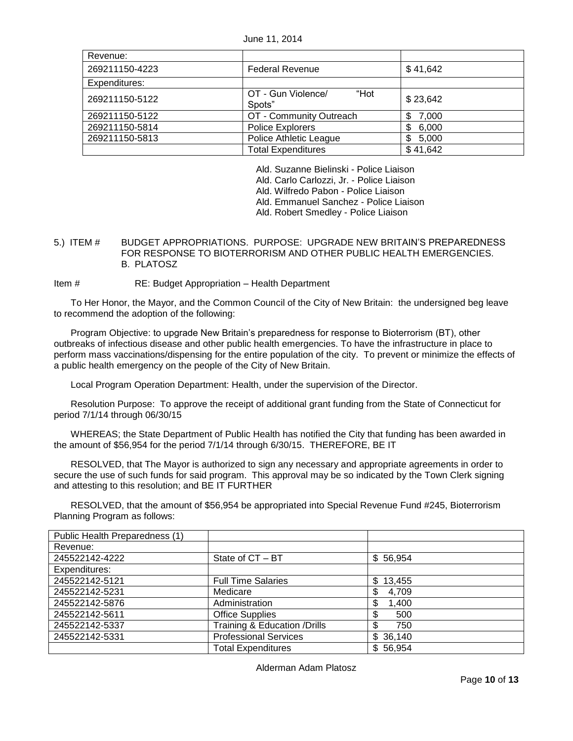| | | |
|---|---|---|
| Revenue: | | |
| 269211150-4223 | Federal Revenue | $ 41,642 |
| Expenditures: | | |
| 269211150-5122 | OT - Gun Violence/ "Hot Spots" | $ 23,642 |
| 269211150-5122 | OT - Community Outreach | $ 7,000 |
| 269211150-5814 | Police Explorers | $ 6,000 |
| 269211150-5813 | Police Athletic League | $ 5,000 |
| | Total Expenditures | $ 41,642 |

Ald. Suzanne Bielinski - Police Liaison
Ald. Carlo Carlozzi, Jr. - Police Liaison
Ald. Wilfredo Pabon - Police Liaison
Ald. Emmanuel Sanchez - Police Liaison
Ald. Robert Smedley - Police Liaison

5.) ITEM # BUDGET APPROPRIATIONS. PURPOSE: UPGRADE NEW BRITAIN'S PREPAREDNESS FOR RESPONSE TO BIOTERRORISM AND OTHER PUBLIC HEALTH EMERGENCIES. B. PLATOSZ

Item # RE: Budget Appropriation – Health Department

To Her Honor, the Mayor, and the Common Council of the City of New Britain: the undersigned beg leave to recommend the adoption of the following:

Program Objective: to upgrade New Britain's preparedness for response to Bioterrorism (BT), other outbreaks of infectious disease and other public health emergencies. To have the infrastructure in place to perform mass vaccinations/dispensing for the entire population of the city. To prevent or minimize the effects of a public health emergency on the people of the City of New Britain.

Local Program Operation Department: Health, under the supervision of the Director.

Resolution Purpose: To approve the receipt of additional grant funding from the State of Connecticut for period 7/1/14 through 06/30/15

WHEREAS; the State Department of Public Health has notified the City that funding has been awarded in the amount of $56,954 for the period 7/1/14 through 6/30/15. THEREFORE, BE IT

RESOLVED, that The Mayor is authorized to sign any necessary and appropriate agreements in order to secure the use of such funds for said program. This approval may be so indicated by the Town Clerk signing and attesting to this resolution; and BE IT FURTHER

RESOLVED, that the amount of $56,954 be appropriated into Special Revenue Fund #245, Bioterrorism Planning Program as follows:

| | | |
|---|---|---|
| Public Health Preparedness (1) | | |
| Revenue: | | |
| 245522142-4222 | State of CT – BT | $ 56,954 |
| Expenditures: | | |
| 245522142-5121 | Full Time Salaries | $ 13,455 |
| 245522142-5231 | Medicare | $ 4,709 |
| 245522142-5876 | Administration | $ 1,400 |
| 245522142-5611 | Office Supplies | $ 500 |
| 245522142-5337 | Training & Education /Drills | $ 750 |
| 245522142-5331 | Professional Services | $ 36,140 |
| | Total Expenditures | $ 56,954 |

Alderman Adam Platosz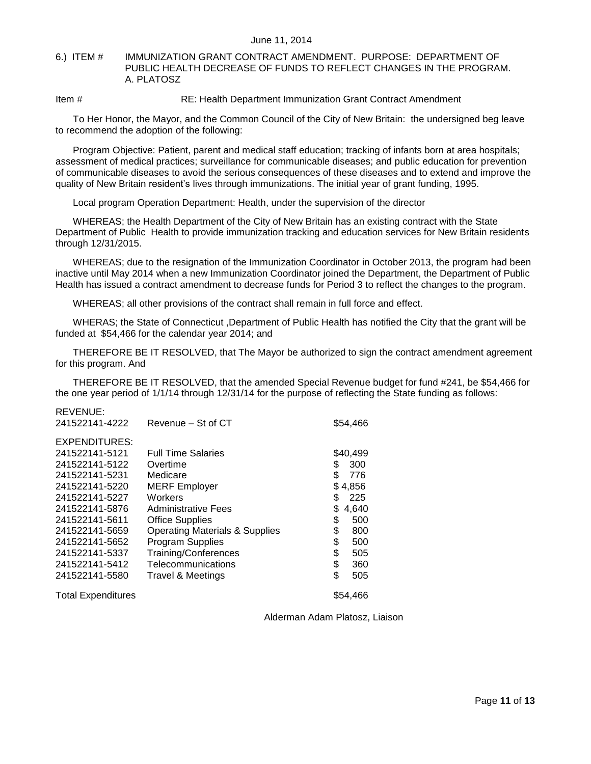June 11, 2014

6.) ITEM # IMMUNIZATION GRANT CONTRACT AMENDMENT. PURPOSE: DEPARTMENT OF PUBLIC HEALTH DECREASE OF FUNDS TO REFLECT CHANGES IN THE PROGRAM. A. PLATOSZ

Item # RE: Health Department Immunization Grant Contract Amendment

To Her Honor, the Mayor, and the Common Council of the City of New Britain: the undersigned beg leave to recommend the adoption of the following:

Program Objective: Patient, parent and medical staff education; tracking of infants born at area hospitals; assessment of medical practices; surveillance for communicable diseases; and public education for prevention of communicable diseases to avoid the serious consequences of these diseases and to extend and improve the quality of New Britain resident's lives through immunizations. The initial year of grant funding, 1995.

Local program Operation Department: Health, under the supervision of the director

WHEREAS; the Health Department of the City of New Britain has an existing contract with the State Department of Public Health to provide immunization tracking and education services for New Britain residents through 12/31/2015.

WHEREAS; due to the resignation of the Immunization Coordinator in October 2013, the program had been inactive until May 2014 when a new Immunization Coordinator joined the Department, the Department of Public Health has issued a contract amendment to decrease funds for Period 3 to reflect the changes to the program.

WHEREAS; all other provisions of the contract shall remain in full force and effect.

WHERAS; the State of Connecticut ,Department of Public Health has notified the City that the grant will be funded at $54,466 for the calendar year 2014; and

THEREFORE BE IT RESOLVED, that The Mayor be authorized to sign the contract amendment agreement for this program. And

THEREFORE BE IT RESOLVED, that the amended Special Revenue budget for fund #241, be $54,466 for the one year period of 1/1/14 through 12/31/14 for the purpose of reflecting the State funding as follows:

| | | |
|---|---|---|
| REVENUE: | | |
| 241522141-4222 | Revenue – St of CT | $54,466 |
| EXPENDITURES: | | |
| 241522141-5121 | Full Time Salaries | $40,499 |
| 241522141-5122 | Overtime | $ 300 |
| 241522141-5231 | Medicare | $ 776 |
| 241522141-5220 | MERF Employer | $ 4,856 |
| 241522141-5227 | Workers | $ 225 |
| 241522141-5876 | Administrative Fees | $ 4,640 |
| 241522141-5611 | Office Supplies | $ 500 |
| 241522141-5659 | Operating Materials & Supplies | $ 800 |
| 241522141-5652 | Program Supplies | $ 500 |
| 241522141-5337 | Training/Conferences | $ 505 |
| 241522141-5412 | Telecommunications | $ 360 |
| 241522141-5580 | Travel & Meetings | $ 505 |
| Total Expenditures | | $54,466 |

Alderman Adam Platosz, Liaison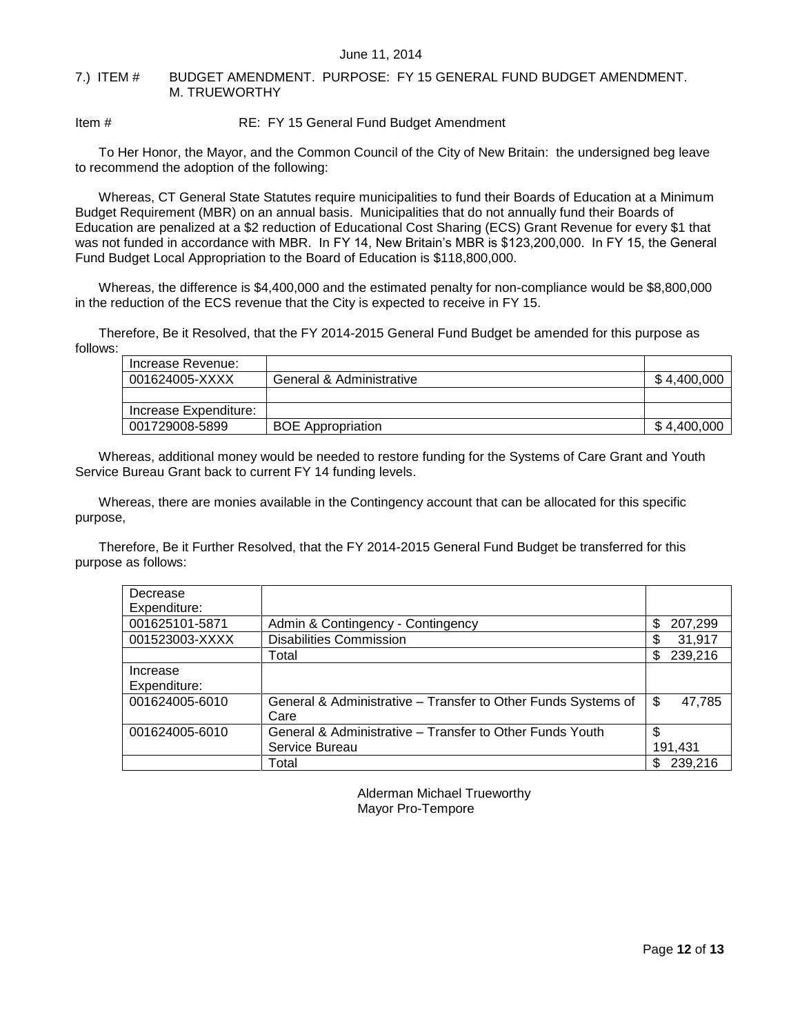June 11, 2014

7.) ITEM # BUDGET AMENDMENT. PURPOSE: FY 15 GENERAL FUND BUDGET AMENDMENT. M. TRUEWORTHY

Item # RE: FY 15 General Fund Budget Amendment

To Her Honor, the Mayor, and the Common Council of the City of New Britain: the undersigned beg leave to recommend the adoption of the following:

Whereas, CT General State Statutes require municipalities to fund their Boards of Education at a Minimum Budget Requirement (MBR) on an annual basis. Municipalities that do not annually fund their Boards of Education are penalized at a $2 reduction of Educational Cost Sharing (ECS) Grant Revenue for every $1 that was not funded in accordance with MBR. In FY 14, New Britain's MBR is $123,200,000. In FY 15, the General Fund Budget Local Appropriation to the Board of Education is $118,800,000.

Whereas, the difference is $4,400,000 and the estimated penalty for non-compliance would be $8,800,000 in the reduction of the ECS revenue that the City is expected to receive in FY 15.

Therefore, Be it Resolved, that the FY 2014-2015 General Fund Budget be amended for this purpose as follows:

| | | |
|---|---|---|
| Increase Revenue: | | |
| 001624005-XXXX | General & Administrative | $ 4,400,000 |
| | | |
| Increase Expenditure: | | |
| 001729008-5899 | BOE Appropriation | $ 4,400,000 |

Whereas, additional money would be needed to restore funding for the Systems of Care Grant and Youth Service Bureau Grant back to current FY 14 funding levels.

Whereas, there are monies available in the Contingency account that can be allocated for this specific purpose,

Therefore, Be it Further Resolved, that the FY 2014-2015 General Fund Budget be transferred for this purpose as follows:

| | | |
|---|---|---|
| Decrease Expenditure: | | |
| 001625101-5871 | Admin & Contingency - Contingency | $ 207,299 |
| 001523003-XXXX | Disabilities Commission | $ 31,917 |
| | Total | $ 239,216 |
| Increase Expenditure: | | |
| 001624005-6010 | General & Administrative – Transfer to Other Funds Systems of Care | $ 47,785 |
| 001624005-6010 | General & Administrative – Transfer to Other Funds Youth Service Bureau | $ 191,431 |
| | Total | $ 239,216 |

Alderman Michael Trueworthy
Mayor Pro-Tempore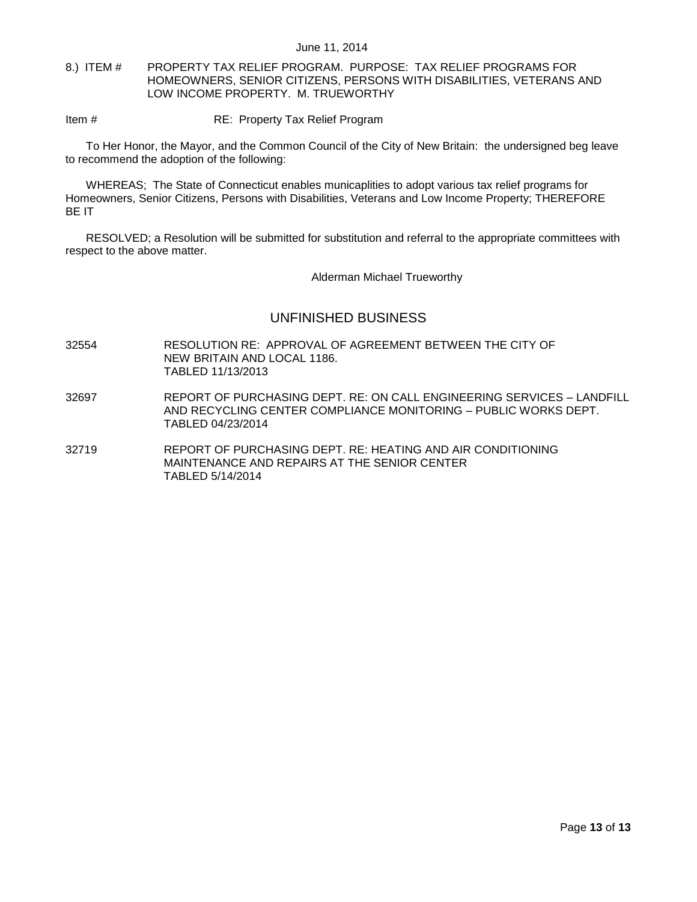8.) ITEM # PROPERTY TAX RELIEF PROGRAM. PURPOSE: TAX RELIEF PROGRAMS FOR HOMEOWNERS, SENIOR CITIZENS, PERSONS WITH DISABILITIES, VETERANS AND LOW INCOME PROPERTY. M. TRUEWORTHY

Item # RE: Property Tax Relief Program

To Her Honor, the Mayor, and the Common Council of the City of New Britain: the undersigned beg leave to recommend the adoption of the following:

WHEREAS; The State of Connecticut enables municaplities to adopt various tax relief programs for Homeowners, Senior Citizens, Persons with Disabilities, Veterans and Low Income Property; THEREFORE BE IT

RESOLVED; a Resolution will be submitted for substitution and referral to the appropriate committees with respect to the above matter.

Alderman Michael Trueworthy

## UNFINISHED BUSINESS

32554 RESOLUTION RE: APPROVAL OF AGREEMENT BETWEEN THE CITY OF NEW BRITAIN AND LOCAL 1186.
TABLED 11/13/2013

32697 REPORT OF PURCHASING DEPT. RE: ON CALL ENGINEERING SERVICES – LANDFILL AND RECYCLING CENTER COMPLIANCE MONITORING – PUBLIC WORKS DEPT.
TABLED 04/23/2014

32719 REPORT OF PURCHASING DEPT. RE: HEATING AND AIR CONDITIONING MAINTENANCE AND REPAIRS AT THE SENIOR CENTER
TABLED 5/14/2014